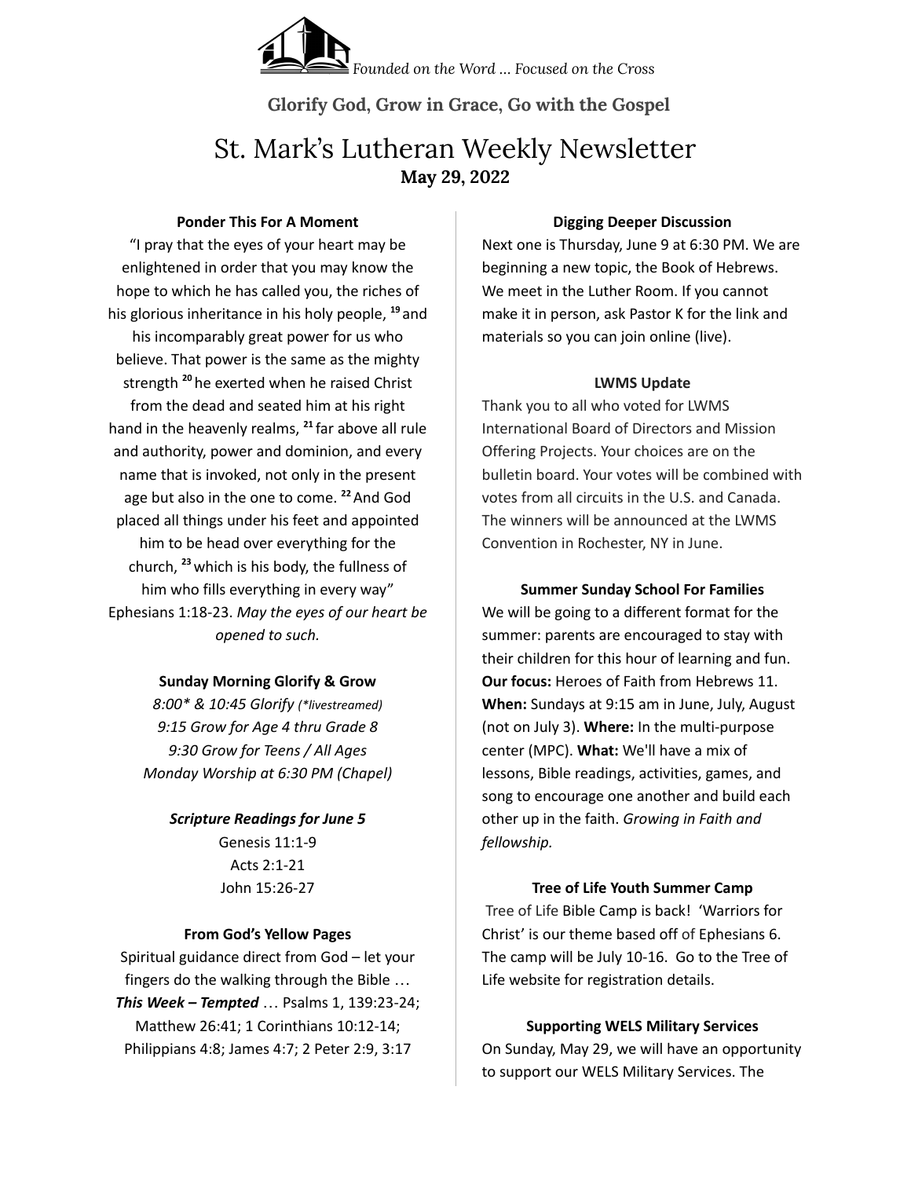*Founded on the Word … Focused on the Cross*

**Glorify God, Grow in Grace, Go with the Gospel**

# St. Mark's Lutheran Weekly Newsletter

**May 29, 2022**

### Ponder This For A Moment

"I pray that the eyes of your heart may be enlightened in order that you may know the hope to which he has called you, the riches of his glorious inheritance in his holy people, [19] and his incomparably great power for us who believe. That power is the same as the mighty strength [20] he exerted when he raised Christ from the dead and seated him at his right hand in the heavenly realms, [21] far above all rule and authority, power and dominion, and every name that is invoked, not only in the present age but also in the one to come. [22] And God placed all things under his feet and appointed him to be head over everything for the church, [23] which is his body, the fullness of him who fills everything in every way" Ephesians 1:18-23. *May the eyes of our heart be opened to such.*

### Sunday Morning Glorify & Grow

*8:00\* & 10:45 Glorify (\*livestreamed)*
*9:15 Grow for Age 4 thru Grade 8*
*9:30 Grow for Teens / All Ages*
*Monday Worship at 6:30 PM (Chapel)*

***Scripture Readings for June 5***

Genesis 11:1-9
Acts 2:1-21
John 15:26-27

### From God's Yellow Pages

Spiritual guidance direct from God – let your fingers do the walking through the Bible … ***This Week – Tempted*** … Psalms 1, 139:23-24; Matthew 26:41; 1 Corinthians 10:12-14; Philippians 4:8; James 4:7; 2 Peter 2:9, 3:17

### Digging Deeper Discussion

Next one is Thursday, June 9 at 6:30 PM. We are beginning a new topic, the Book of Hebrews. We meet in the Luther Room. If you cannot make it in person, ask Pastor K for the link and materials so you can join online (live).

### LWMS Update

Thank you to all who voted for LWMS International Board of Directors and Mission Offering Projects. Your choices are on the bulletin board. Your votes will be combined with votes from all circuits in the U.S. and Canada. The winners will be announced at the LWMS Convention in Rochester, NY in June.

### Summer Sunday School For Families

We will be going to a different format for the summer: parents are encouraged to stay with their children for this hour of learning and fun. **Our focus:** Heroes of Faith from Hebrews 11. **When:** Sundays at 9:15 am in June, July, August (not on July 3). **Where:** In the multi-purpose center (MPC). **What:** We'll have a mix of lessons, Bible readings, activities, games, and song to encourage one another and build each other up in the faith. *Growing in Faith and fellowship.*

### Tree of Life Youth Summer Camp

Tree of Life Bible Camp is back! 'Warriors for Christ' is our theme based off of Ephesians 6. The camp will be July 10-16. Go to the Tree of Life website for registration details.

### Supporting WELS Military Services

On Sunday, May 29, we will have an opportunity to support our WELS Military Services. The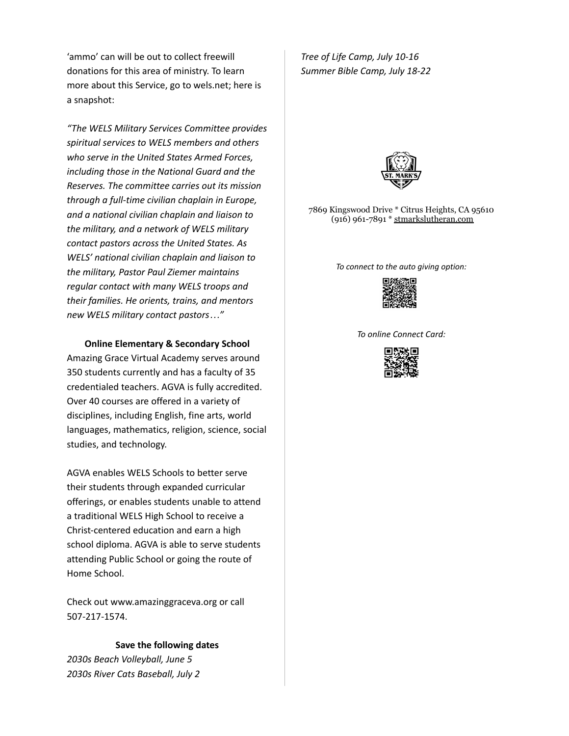'ammo' can will be out to collect freewill donations for this area of ministry. To learn more about this Service, go to wels.net; here is a snapshot:

*"The WELS Military Services Committee provides spiritual services to WELS members and others who serve in the United States Armed Forces, including those in the National Guard and the Reserves. The committee carries out its mission through a full-time civilian chaplain in Europe, and a national civilian chaplain and liaison to the military, and a network of WELS military contact pastors across the United States. As WELS' national civilian chaplain and liaison to the military, Pastor Paul Ziemer maintains regular contact with many WELS troops and their families. He orients, trains, and mentors new WELS military contact pastors…"*

**Online Elementary & Secondary School**

Amazing Grace Virtual Academy serves around 350 students currently and has a faculty of 35 credentialed teachers. AGVA is fully accredited. Over 40 courses are offered in a variety of disciplines, including English, fine arts, world languages, mathematics, religion, science, social studies, and technology.

AGVA enables WELS Schools to better serve their students through expanded curricular offerings, or enables students unable to attend a traditional WELS High School to receive a Christ-centered education and earn a high school diploma. AGVA is able to serve students attending Public School or going the route of Home School.

Check out www.amazinggraceva.org or call 507-217-1574.

**Save the following dates**

*2030s Beach Volleyball, June 5*
*2030s River Cats Baseball, July 2*
*Tree of Life Camp, July 10-16*
*Summer Bible Camp, July 18-22*

7869 Kingswood Drive * Citrus Heights, CA 95610
(916) 961-7891 * stmarkslutheran.com

*To connect to the auto giving option:*

*To online Connect Card:*